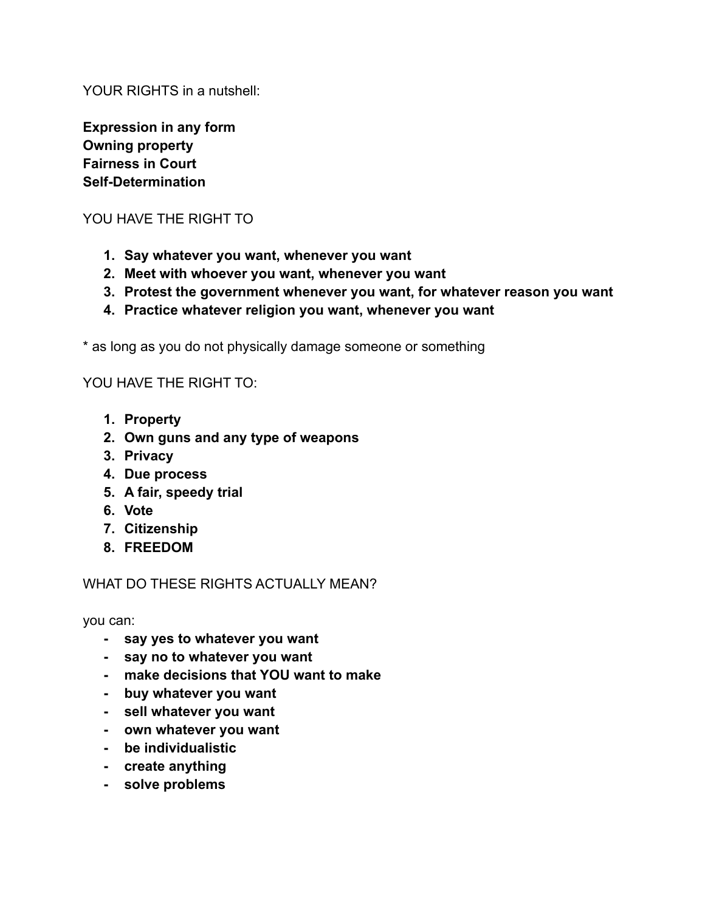YOUR RIGHTS in a nutshell:

**Expression in any form**
**Owning property**
**Fairness in Court**
**Self-Determination**

YOU HAVE THE RIGHT TO

1. **Say whatever you want, whenever you want**
2. **Meet with whoever you want, whenever you want**
3. **Protest the government whenever you want, for whatever reason you want**
4. **Practice whatever religion you want, whenever you want**

* as long as you do not physically damage someone or something

YOU HAVE THE RIGHT TO:

1. **Property**
2. **Own guns and any type of weapons**
3. **Privacy**
4. **Due process**
5. **A fair, speedy trial**
6. **Vote**
7. **Citizenship**
8. **FREEDOM**

WHAT DO THESE RIGHTS ACTUALLY MEAN?

you can:

- **say yes to whatever you want**
- **say no to whatever you want**
- **make decisions that YOU want to make**
- **buy whatever you want**
- **sell whatever you want**
- **own whatever you want**
- **be individualistic**
- **create anything**
- **solve problems**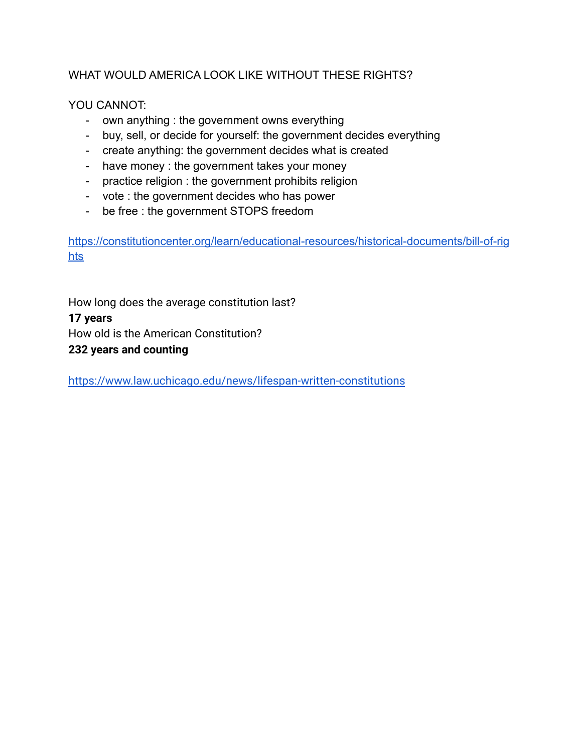WHAT WOULD AMERICA LOOK LIKE WITHOUT THESE RIGHTS?

YOU CANNOT:

- own anything : the government owns everything
- buy, sell, or decide for yourself: the government decides everything
- create anything: the government decides what is created
- have money : the government takes your money
- practice religion : the government prohibits religion
- vote : the government decides who has power
- be free : the government STOPS freedom

https://constitutioncenter.org/learn/educational-resources/historical-documents/bill-of-rights

How long does the average constitution last?

**17 years**

How old is the American Constitution?

**232 years and counting**

https://www.law.uchicago.edu/news/lifespan-written-constitutions